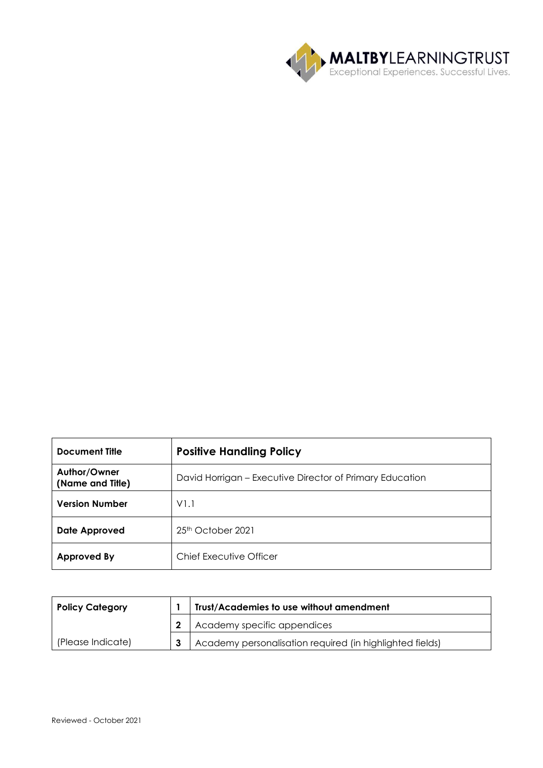MALTBYLEARNINGTRUST
Exceptional Experiences. Successful Lives.

| | |
|---|---|
| **Document Title** | **Positive Handling Policy** |
| **Author/Owner (Name and Title)** | David Horrigan – Executive Director of Primary Education |
| **Version Number** | V1.1 |
| **Date Approved** | 25th October 2021 |
| **Approved By** | Chief Executive Officer |

| | | |
|---|---|---|
| **Policy Category** | **1** | **Trust/Academies to use without amendment** |
| | **2** | Academy specific appendices |
| (Please Indicate) | **3** | Academy personalisation required (in highlighted fields) |

Reviewed - October 2021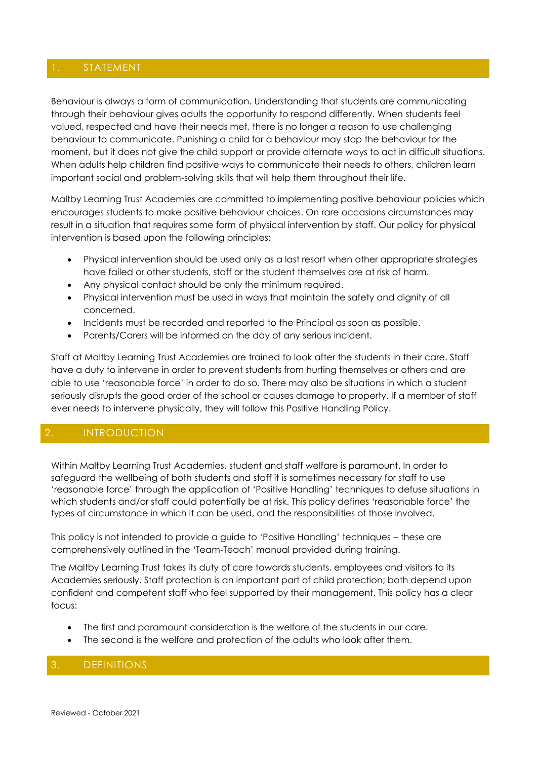## 1. STATEMENT

Behaviour is always a form of communication. Understanding that students are communicating through their behaviour gives adults the opportunity to respond differently. When students feel valued, respected and have their needs met, there is no longer a reason to use challenging behaviour to communicate. Punishing a child for a behaviour may stop the behaviour for the moment, but it does not give the child support or provide alternate ways to act in difficult situations. When adults help children find positive ways to communicate their needs to others, children learn important social and problem-solving skills that will help them throughout their life.

Maltby Learning Trust Academies are committed to implementing positive behaviour policies which encourages students to make positive behaviour choices. On rare occasions circumstances may result in a situation that requires some form of physical intervention by staff. Our policy for physical intervention is based upon the following principles:

- Physical intervention should be used only as a last resort when other appropriate strategies have failed or other students, staff or the student themselves are at risk of harm.
- Any physical contact should be only the minimum required.
- Physical intervention must be used in ways that maintain the safety and dignity of all concerned.
- Incidents must be recorded and reported to the Principal as soon as possible.
- Parents/Carers will be informed on the day of any serious incident.

Staff at Maltby Learning Trust Academies are trained to look after the students in their care. Staff have a duty to intervene in order to prevent students from hurting themselves or others and are able to use 'reasonable force' in order to do so. There may also be situations in which a student seriously disrupts the good order of the school or causes damage to property. If a member of staff ever needs to intervene physically, they will follow this Positive Handling Policy.

## 2. INTRODUCTION

Within Maltby Learning Trust Academies, student and staff welfare is paramount. In order to safeguard the wellbeing of both students and staff it is sometimes necessary for staff to use 'reasonable force' through the application of 'Positive Handling' techniques to defuse situations in which students and/or staff could potentially be at risk. This policy defines 'reasonable force' the types of circumstance in which it can be used, and the responsibilities of those involved.

This policy is not intended to provide a guide to 'Positive Handling' techniques – these are comprehensively outlined in the 'Team-Teach' manual provided during training.

The Maltby Learning Trust takes its duty of care towards students, employees and visitors to its Academies seriously. Staff protection is an important part of child protection; both depend upon confident and competent staff who feel supported by their management. This policy has a clear focus:

- The first and paramount consideration is the welfare of the students in our care.
- The second is the welfare and protection of the adults who look after them.

## 3. DEFINITIONS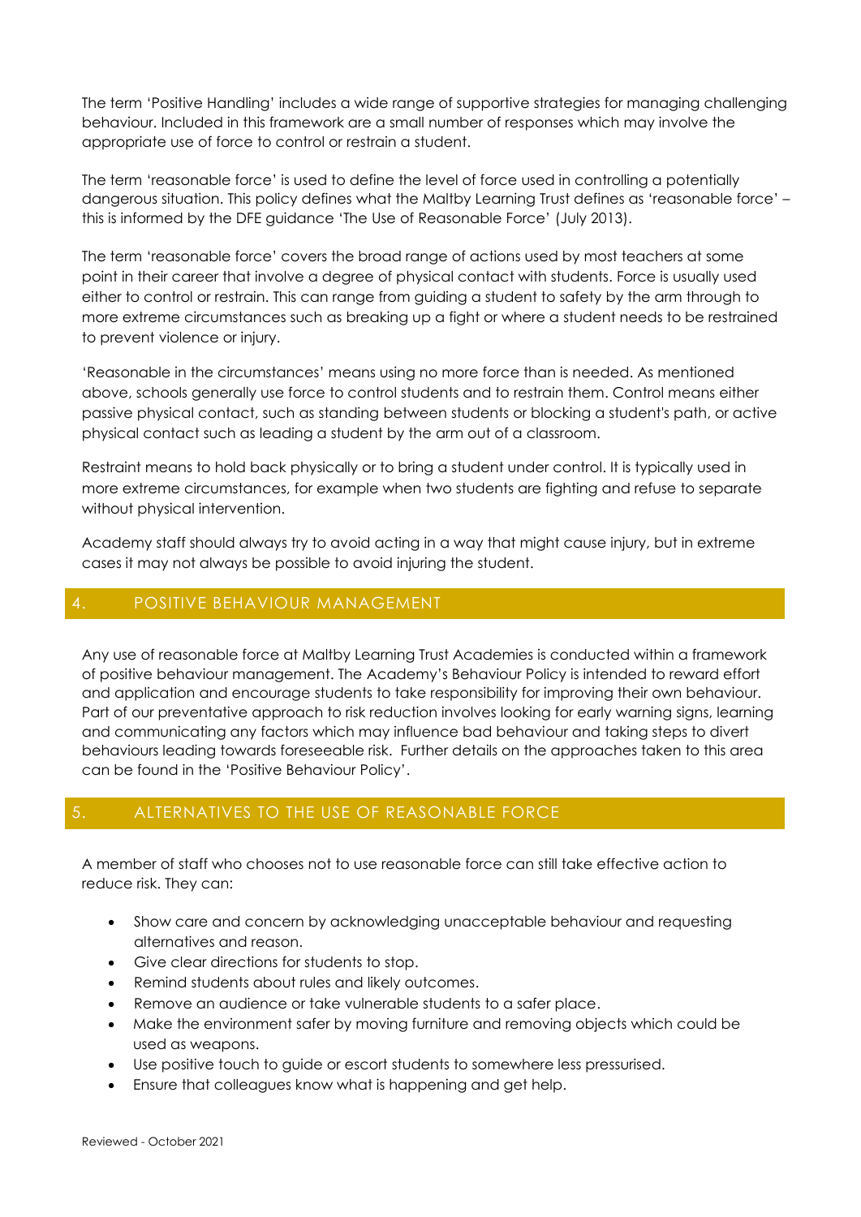The term 'Positive Handling' includes a wide range of supportive strategies for managing challenging behaviour. Included in this framework are a small number of responses which may involve the appropriate use of force to control or restrain a student.

The term 'reasonable force' is used to define the level of force used in controlling a potentially dangerous situation. This policy defines what the Maltby Learning Trust defines as 'reasonable force' – this is informed by the DFE guidance 'The Use of Reasonable Force' (July 2013).

The term 'reasonable force' covers the broad range of actions used by most teachers at some point in their career that involve a degree of physical contact with students. Force is usually used either to control or restrain. This can range from guiding a student to safety by the arm through to more extreme circumstances such as breaking up a fight or where a student needs to be restrained to prevent violence or injury.

'Reasonable in the circumstances' means using no more force than is needed. As mentioned above, schools generally use force to control students and to restrain them. Control means either passive physical contact, such as standing between students or blocking a student's path, or active physical contact such as leading a student by the arm out of a classroom.

Restraint means to hold back physically or to bring a student under control. It is typically used in more extreme circumstances, for example when two students are fighting and refuse to separate without physical intervention.

Academy staff should always try to avoid acting in a way that might cause injury, but in extreme cases it may not always be possible to avoid injuring the student.

## 4. POSITIVE BEHAVIOUR MANAGEMENT

Any use of reasonable force at Maltby Learning Trust Academies is conducted within a framework of positive behaviour management. The Academy's Behaviour Policy is intended to reward effort and application and encourage students to take responsibility for improving their own behaviour. Part of our preventative approach to risk reduction involves looking for early warning signs, learning and communicating any factors which may influence bad behaviour and taking steps to divert behaviours leading towards foreseeable risk. Further details on the approaches taken to this area can be found in the 'Positive Behaviour Policy'.

## 5. ALTERNATIVES TO THE USE OF REASONABLE FORCE

A member of staff who chooses not to use reasonable force can still take effective action to reduce risk. They can:

- Show care and concern by acknowledging unacceptable behaviour and requesting alternatives and reason.
- Give clear directions for students to stop.
- Remind students about rules and likely outcomes.
- Remove an audience or take vulnerable students to a safer place.
- Make the environment safer by moving furniture and removing objects which could be used as weapons.
- Use positive touch to guide or escort students to somewhere less pressurised.
- Ensure that colleagues know what is happening and get help.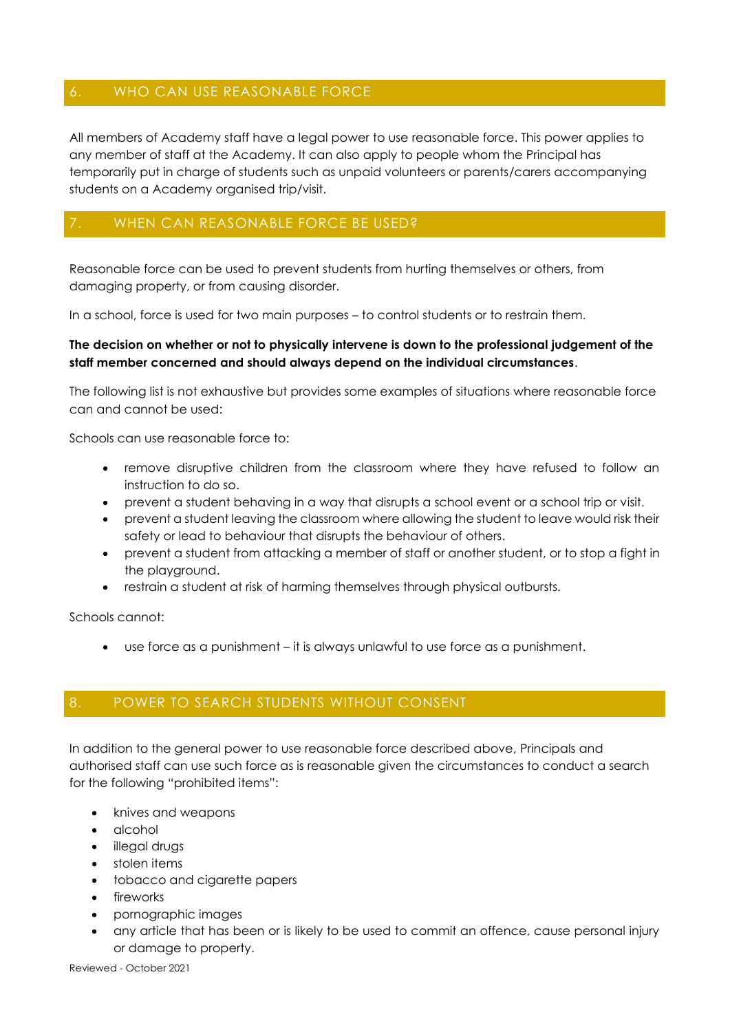## 6. WHO CAN USE REASONABLE FORCE

All members of Academy staff have a legal power to use reasonable force. This power applies to any member of staff at the Academy. It can also apply to people whom the Principal has temporarily put in charge of students such as unpaid volunteers or parents/carers accompanying students on a Academy organised trip/visit.

## 7. WHEN CAN REASONABLE FORCE BE USED?

Reasonable force can be used to prevent students from hurting themselves or others, from damaging property, or from causing disorder.

In a school, force is used for two main purposes – to control students or to restrain them.

**The decision on whether or not to physically intervene is down to the professional judgement of the staff member concerned and should always depend on the individual circumstances**.

The following list is not exhaustive but provides some examples of situations where reasonable force can and cannot be used:

Schools can use reasonable force to:

- remove disruptive children from the classroom where they have refused to follow an instruction to do so.
- prevent a student behaving in a way that disrupts a school event or a school trip or visit.
- prevent a student leaving the classroom where allowing the student to leave would risk their safety or lead to behaviour that disrupts the behaviour of others.
- prevent a student from attacking a member of staff or another student, or to stop a fight in the playground.
- restrain a student at risk of harming themselves through physical outbursts.

Schools cannot:

- use force as a punishment – it is always unlawful to use force as a punishment.

## 8. POWER TO SEARCH STUDENTS WITHOUT CONSENT

In addition to the general power to use reasonable force described above, Principals and authorised staff can use such force as is reasonable given the circumstances to conduct a search for the following "prohibited items":

- knives and weapons
- alcohol
- illegal drugs
- stolen items
- tobacco and cigarette papers
- fireworks
- pornographic images
- any article that has been or is likely to be used to commit an offence, cause personal injury or damage to property.

Reviewed - October 2021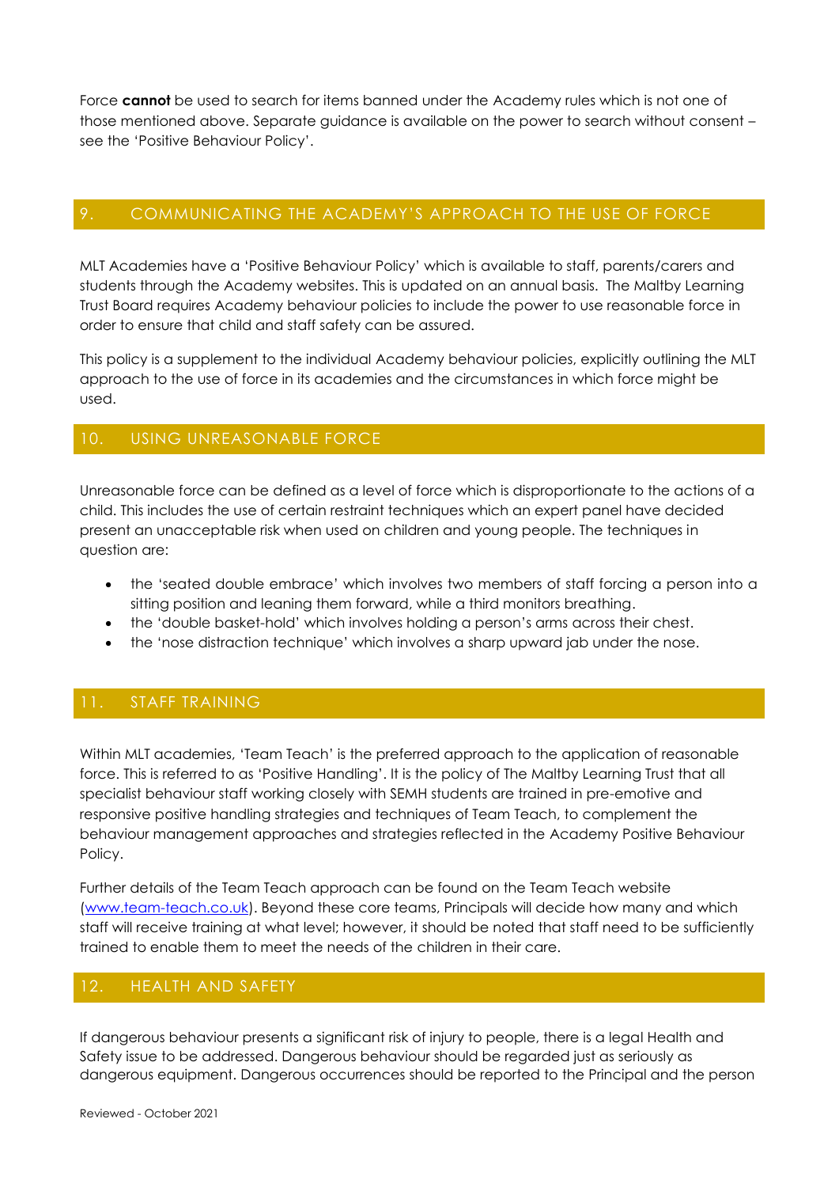Force **cannot** be used to search for items banned under the Academy rules which is not one of those mentioned above. Separate guidance is available on the power to search without consent – see the 'Positive Behaviour Policy'.

## 9. COMMUNICATING THE ACADEMY'S APPROACH TO THE USE OF FORCE

MLT Academies have a 'Positive Behaviour Policy' which is available to staff, parents/carers and students through the Academy websites. This is updated on an annual basis. The Maltby Learning Trust Board requires Academy behaviour policies to include the power to use reasonable force in order to ensure that child and staff safety can be assured.

This policy is a supplement to the individual Academy behaviour policies, explicitly outlining the MLT approach to the use of force in its academies and the circumstances in which force might be used.

## 10. USING UNREASONABLE FORCE

Unreasonable force can be defined as a level of force which is disproportionate to the actions of a child. This includes the use of certain restraint techniques which an expert panel have decided present an unacceptable risk when used on children and young people. The techniques in question are:

- the 'seated double embrace' which involves two members of staff forcing a person into a sitting position and leaning them forward, while a third monitors breathing.
- the 'double basket-hold' which involves holding a person's arms across their chest.
- the 'nose distraction technique' which involves a sharp upward jab under the nose.

## 11. STAFF TRAINING

Within MLT academies, 'Team Teach' is the preferred approach to the application of reasonable force. This is referred to as 'Positive Handling'. It is the policy of The Maltby Learning Trust that all specialist behaviour staff working closely with SEMH students are trained in pre-emotive and responsive positive handling strategies and techniques of Team Teach, to complement the behaviour management approaches and strategies reflected in the Academy Positive Behaviour Policy.

Further details of the Team Teach approach can be found on the Team Teach website ([www.team-teach.co.uk](www.team-teach.co.uk)). Beyond these core teams, Principals will decide how many and which staff will receive training at what level; however, it should be noted that staff need to be sufficiently trained to enable them to meet the needs of the children in their care.

## 12. HEALTH AND SAFETY

If dangerous behaviour presents a significant risk of injury to people, there is a legal Health and Safety issue to be addressed. Dangerous behaviour should be regarded just as seriously as dangerous equipment. Dangerous occurrences should be reported to the Principal and the person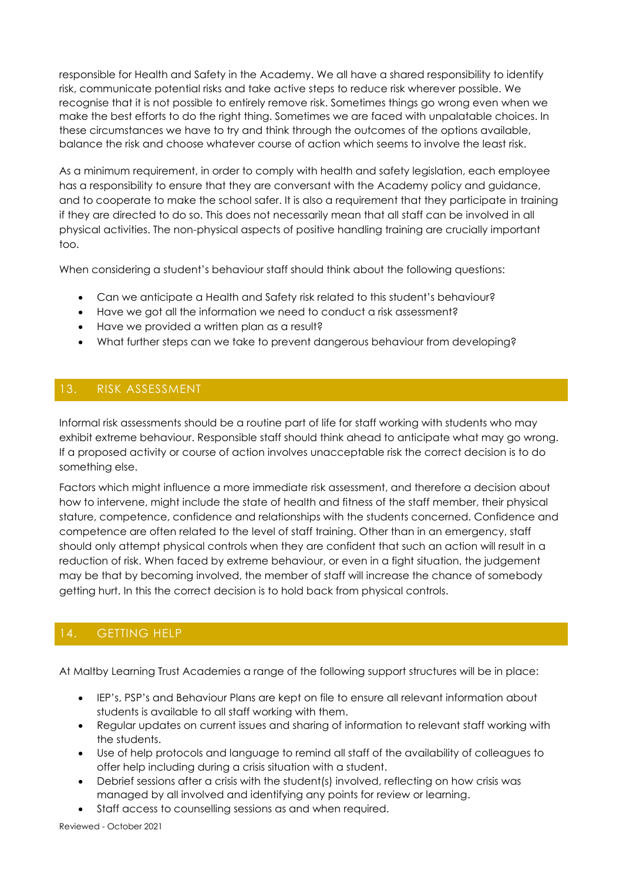responsible for Health and Safety in the Academy. We all have a shared responsibility to identify risk, communicate potential risks and take active steps to reduce risk wherever possible. We recognise that it is not possible to entirely remove risk. Sometimes things go wrong even when we make the best efforts to do the right thing. Sometimes we are faced with unpalatable choices. In these circumstances we have to try and think through the outcomes of the options available, balance the risk and choose whatever course of action which seems to involve the least risk.

As a minimum requirement, in order to comply with health and safety legislation, each employee has a responsibility to ensure that they are conversant with the Academy policy and guidance, and to cooperate to make the school safer. It is also a requirement that they participate in training if they are directed to do so. This does not necessarily mean that all staff can be involved in all physical activities. The non-physical aspects of positive handling training are crucially important too.

When considering a student's behaviour staff should think about the following questions:

- Can we anticipate a Health and Safety risk related to this student's behaviour?
- Have we got all the information we need to conduct a risk assessment?
- Have we provided a written plan as a result?
- What further steps can we take to prevent dangerous behaviour from developing?

## 13. RISK ASSESSMENT

Informal risk assessments should be a routine part of life for staff working with students who may exhibit extreme behaviour. Responsible staff should think ahead to anticipate what may go wrong. If a proposed activity or course of action involves unacceptable risk the correct decision is to do something else.

Factors which might influence a more immediate risk assessment, and therefore a decision about how to intervene, might include the state of health and fitness of the staff member, their physical stature, competence, confidence and relationships with the students concerned. Confidence and competence are often related to the level of staff training. Other than in an emergency, staff should only attempt physical controls when they are confident that such an action will result in a reduction of risk. When faced by extreme behaviour, or even in a fight situation, the judgement may be that by becoming involved, the member of staff will increase the chance of somebody getting hurt. In this the correct decision is to hold back from physical controls.

## 14. GETTING HELP

At Maltby Learning Trust Academies a range of the following support structures will be in place:

- IEP's, PSP's and Behaviour Plans are kept on file to ensure all relevant information about students is available to all staff working with them.
- Regular updates on current issues and sharing of information to relevant staff working with the students.
- Use of help protocols and language to remind all staff of the availability of colleagues to offer help including during a crisis situation with a student.
- Debrief sessions after a crisis with the student(s) involved, reflecting on how crisis was managed by all involved and identifying any points for review or learning.
- Staff access to counselling sessions as and when required.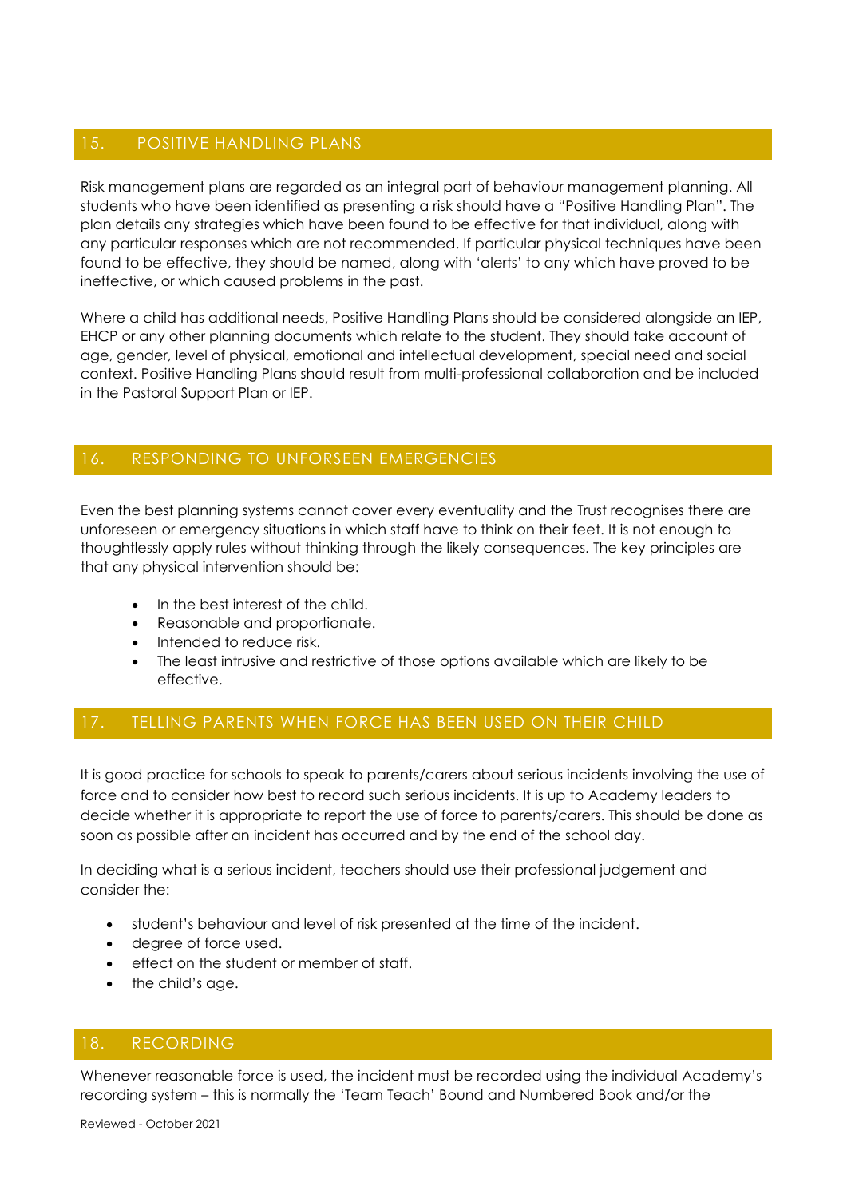## 15. POSITIVE HANDLING PLANS

Risk management plans are regarded as an integral part of behaviour management planning. All students who have been identified as presenting a risk should have a "Positive Handling Plan". The plan details any strategies which have been found to be effective for that individual, along with any particular responses which are not recommended. If particular physical techniques have been found to be effective, they should be named, along with 'alerts' to any which have proved to be ineffective, or which caused problems in the past.

Where a child has additional needs, Positive Handling Plans should be considered alongside an IEP, EHCP or any other planning documents which relate to the student. They should take account of age, gender, level of physical, emotional and intellectual development, special need and social context. Positive Handling Plans should result from multi-professional collaboration and be included in the Pastoral Support Plan or IEP.

## 16. RESPONDING TO UNFORSEEN EMERGENCIES

Even the best planning systems cannot cover every eventuality and the Trust recognises there are unforeseen or emergency situations in which staff have to think on their feet. It is not enough to thoughtlessly apply rules without thinking through the likely consequences. The key principles are that any physical intervention should be:

- In the best interest of the child.
- Reasonable and proportionate.
- Intended to reduce risk.
- The least intrusive and restrictive of those options available which are likely to be effective.

## 17. TELLING PARENTS WHEN FORCE HAS BEEN USED ON THEIR CHILD

It is good practice for schools to speak to parents/carers about serious incidents involving the use of force and to consider how best to record such serious incidents. It is up to Academy leaders to decide whether it is appropriate to report the use of force to parents/carers. This should be done as soon as possible after an incident has occurred and by the end of the school day.

In deciding what is a serious incident, teachers should use their professional judgement and consider the:

- student's behaviour and level of risk presented at the time of the incident.
- degree of force used.
- effect on the student or member of staff.
- the child's age.

## 18. RECORDING

Whenever reasonable force is used, the incident must be recorded using the individual Academy's recording system – this is normally the 'Team Teach' Bound and Numbered Book and/or the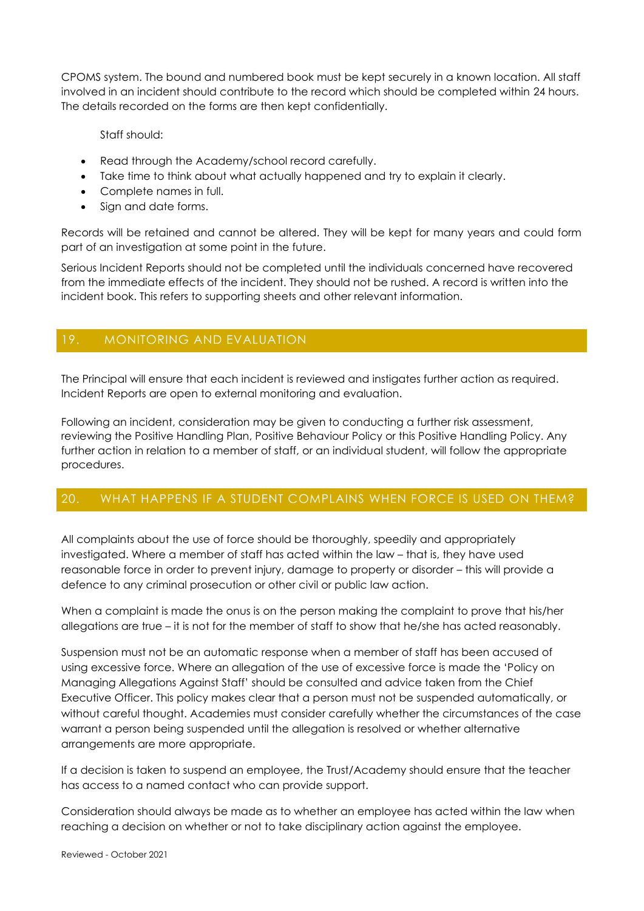CPOMS system. The bound and numbered book must be kept securely in a known location. All staff involved in an incident should contribute to the record which should be completed within 24 hours. The details recorded on the forms are then kept confidentially.

Staff should:

- Read through the Academy/school record carefully.
- Take time to think about what actually happened and try to explain it clearly.
- Complete names in full.
- Sign and date forms.

Records will be retained and cannot be altered. They will be kept for many years and could form part of an investigation at some point in the future.

Serious Incident Reports should not be completed until the individuals concerned have recovered from the immediate effects of the incident. They should not be rushed. A record is written into the incident book. This refers to supporting sheets and other relevant information.

## 19. MONITORING AND EVALUATION

The Principal will ensure that each incident is reviewed and instigates further action as required. Incident Reports are open to external monitoring and evaluation.

Following an incident, consideration may be given to conducting a further risk assessment, reviewing the Positive Handling Plan, Positive Behaviour Policy or this Positive Handling Policy. Any further action in relation to a member of staff, or an individual student, will follow the appropriate procedures.

## 20. WHAT HAPPENS IF A STUDENT COMPLAINS WHEN FORCE IS USED ON THEM?

All complaints about the use of force should be thoroughly, speedily and appropriately investigated. Where a member of staff has acted within the law – that is, they have used reasonable force in order to prevent injury, damage to property or disorder – this will provide a defence to any criminal prosecution or other civil or public law action.

When a complaint is made the onus is on the person making the complaint to prove that his/her allegations are true – it is not for the member of staff to show that he/she has acted reasonably.

Suspension must not be an automatic response when a member of staff has been accused of using excessive force. Where an allegation of the use of excessive force is made the 'Policy on Managing Allegations Against Staff' should be consulted and advice taken from the Chief Executive Officer. This policy makes clear that a person must not be suspended automatically, or without careful thought. Academies must consider carefully whether the circumstances of the case warrant a person being suspended until the allegation is resolved or whether alternative arrangements are more appropriate.

If a decision is taken to suspend an employee, the Trust/Academy should ensure that the teacher has access to a named contact who can provide support.

Consideration should always be made as to whether an employee has acted within the law when reaching a decision on whether or not to take disciplinary action against the employee.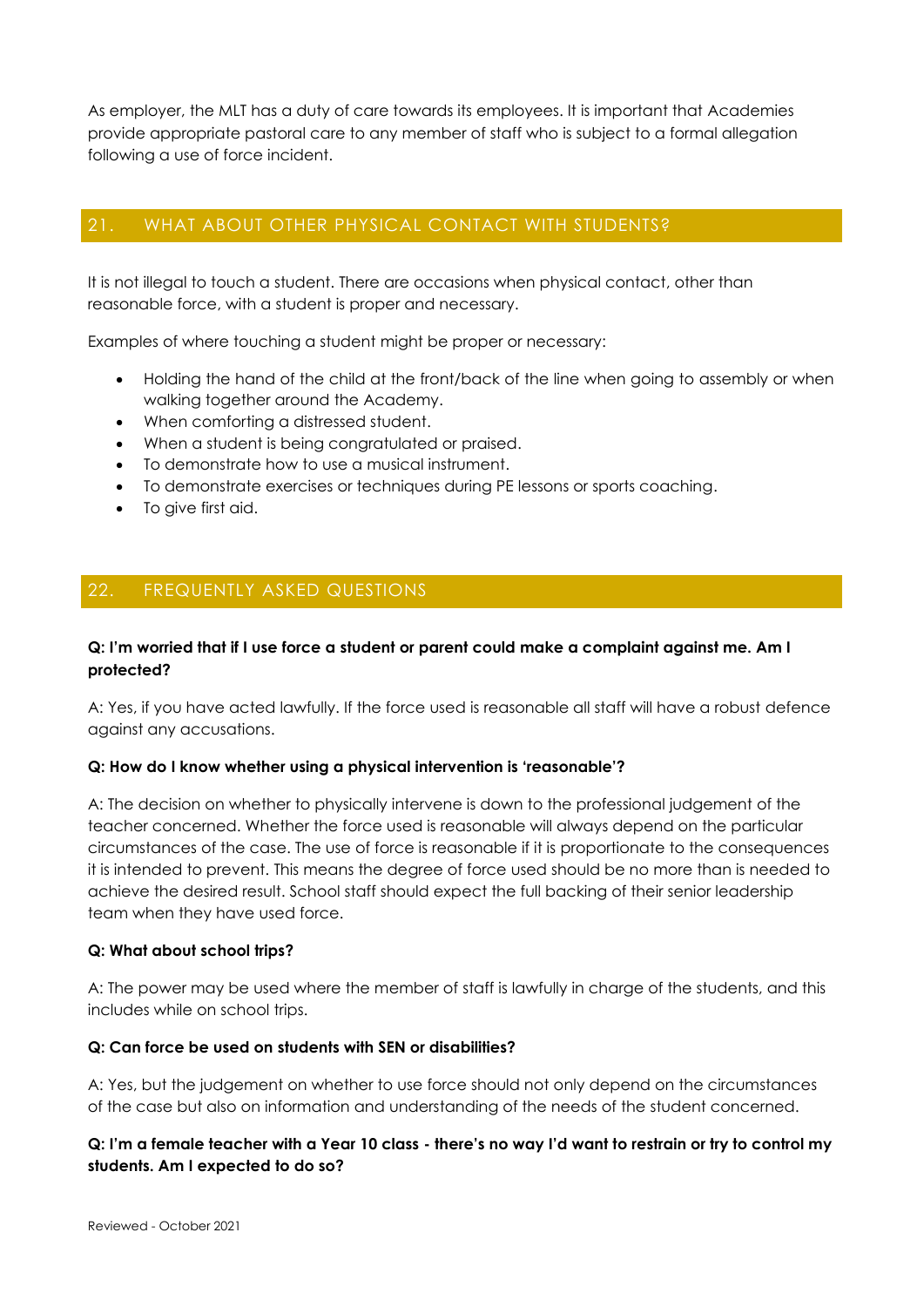As employer, the MLT has a duty of care towards its employees. It is important that Academies provide appropriate pastoral care to any member of staff who is subject to a formal allegation following a use of force incident.

## 21. WHAT ABOUT OTHER PHYSICAL CONTACT WITH STUDENTS?

It is not illegal to touch a student. There are occasions when physical contact, other than reasonable force, with a student is proper and necessary.

Examples of where touching a student might be proper or necessary:

- Holding the hand of the child at the front/back of the line when going to assembly or when walking together around the Academy.
- When comforting a distressed student.
- When a student is being congratulated or praised.
- To demonstrate how to use a musical instrument.
- To demonstrate exercises or techniques during PE lessons or sports coaching.
- To give first aid.

## 22. FREQUENTLY ASKED QUESTIONS

**Q: I'm worried that if I use force a student or parent could make a complaint against me. Am I protected?**

A: Yes, if you have acted lawfully. If the force used is reasonable all staff will have a robust defence against any accusations.

**Q: How do I know whether using a physical intervention is 'reasonable'?**

A: The decision on whether to physically intervene is down to the professional judgement of the teacher concerned. Whether the force used is reasonable will always depend on the particular circumstances of the case. The use of force is reasonable if it is proportionate to the consequences it is intended to prevent. This means the degree of force used should be no more than is needed to achieve the desired result. School staff should expect the full backing of their senior leadership team when they have used force.

**Q: What about school trips?**

A: The power may be used where the member of staff is lawfully in charge of the students, and this includes while on school trips.

**Q: Can force be used on students with SEN or disabilities?**

A: Yes, but the judgement on whether to use force should not only depend on the circumstances of the case but also on information and understanding of the needs of the student concerned.

**Q: I'm a female teacher with a Year 10 class - there's no way I'd want to restrain or try to control my students. Am I expected to do so?**

Reviewed - October 2021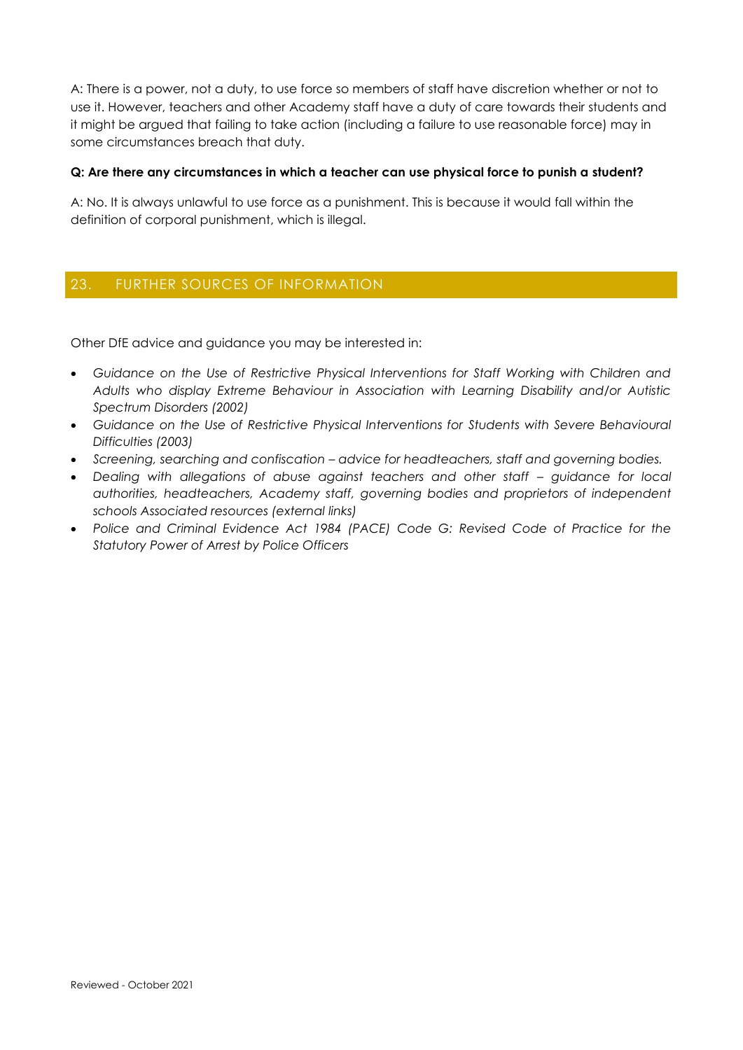A: There is a power, not a duty, to use force so members of staff have discretion whether or not to use it. However, teachers and other Academy staff have a duty of care towards their students and it might be argued that failing to take action (including a failure to use reasonable force) may in some circumstances breach that duty.

**Q: Are there any circumstances in which a teacher can use physical force to punish a student?**

A: No. It is always unlawful to use force as a punishment. This is because it would fall within the definition of corporal punishment, which is illegal.

## 23. FURTHER SOURCES OF INFORMATION

Other DfE advice and guidance you may be interested in:

- *Guidance on the Use of Restrictive Physical Interventions for Staff Working with Children and Adults who display Extreme Behaviour in Association with Learning Disability and/or Autistic Spectrum Disorders (2002)*
- *Guidance on the Use of Restrictive Physical Interventions for Students with Severe Behavioural Difficulties (2003)*
- *Screening, searching and confiscation – advice for headteachers, staff and governing bodies.*
- *Dealing with allegations of abuse against teachers and other staff – guidance for local authorities, headteachers, Academy staff, governing bodies and proprietors of independent schools Associated resources (external links)*
- *Police and Criminal Evidence Act 1984 (PACE) Code G: Revised Code of Practice for the Statutory Power of Arrest by Police Officers*

Reviewed - October 2021